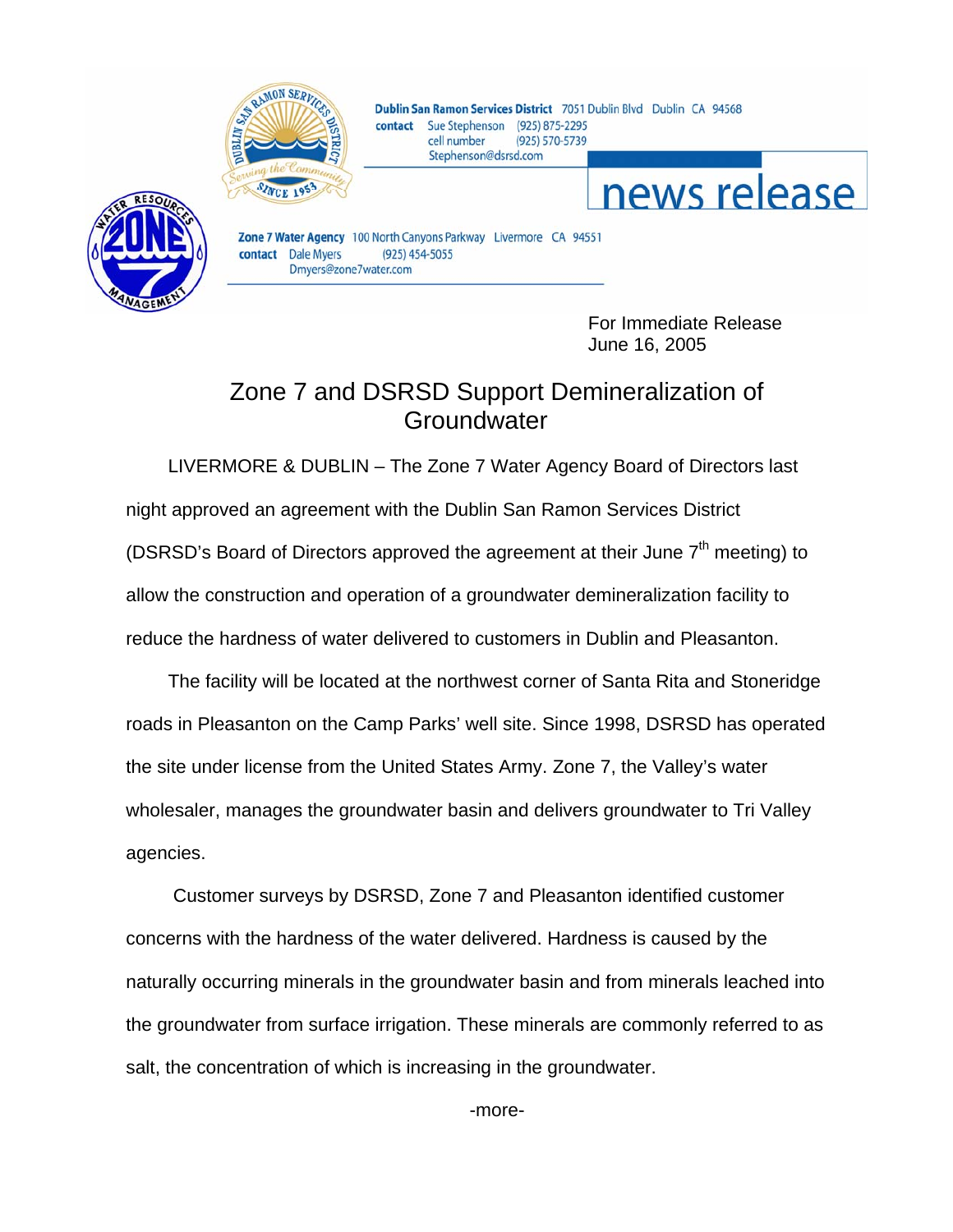**Dublin San Ramon Services District** 7051 Dublin Blvd Dublin CA 94568
**contact** Sue Stephenson (925) 875-2295
cell number (925) 570-5739
Stephenson@dsrsd.com

# news release

**Zone 7 Water Agency** 100 North Canyons Parkway Livermore CA 94551
**contact** Dale Myers (925) 454-5055
Dmyers@zone7water.com

For Immediate Release
June 16, 2005

## Zone 7 and DSRSD Support Demineralization of Groundwater

LIVERMORE & DUBLIN – The Zone 7 Water Agency Board of Directors last night approved an agreement with the Dublin San Ramon Services District (DSRSD's Board of Directors approved the agreement at their June 7th meeting) to allow the construction and operation of a groundwater demineralization facility to reduce the hardness of water delivered to customers in Dublin and Pleasanton.

The facility will be located at the northwest corner of Santa Rita and Stoneridge roads in Pleasanton on the Camp Parks' well site. Since 1998, DSRSD has operated the site under license from the United States Army. Zone 7, the Valley's water wholesaler, manages the groundwater basin and delivers groundwater to Tri Valley agencies.

Customer surveys by DSRSD, Zone 7 and Pleasanton identified customer concerns with the hardness of the water delivered. Hardness is caused by the naturally occurring minerals in the groundwater basin and from minerals leached into the groundwater from surface irrigation. These minerals are commonly referred to as salt, the concentration of which is increasing in the groundwater.

-more-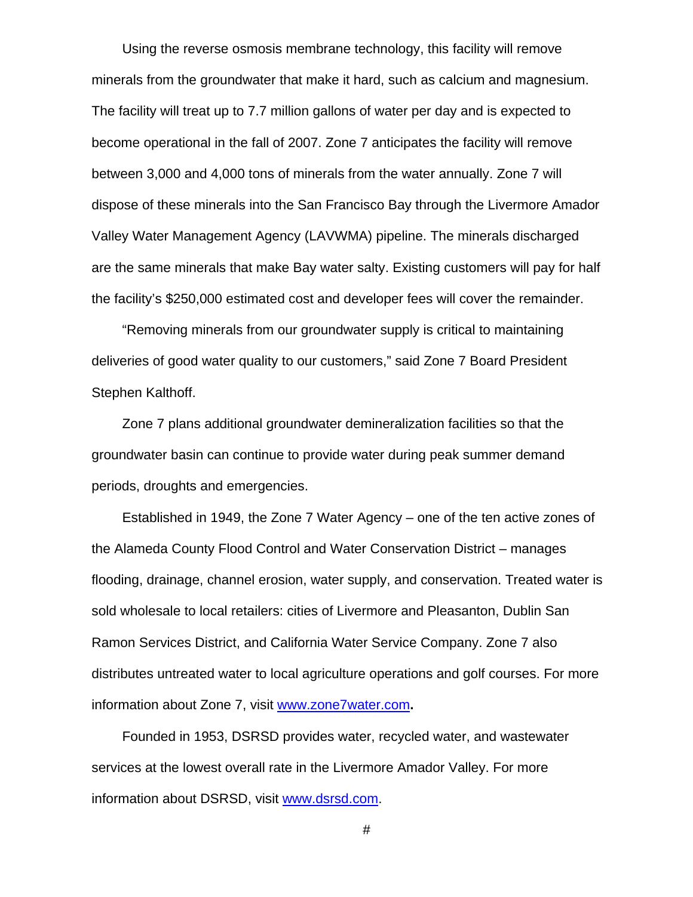Using the reverse osmosis membrane technology, this facility will remove minerals from the groundwater that make it hard, such as calcium and magnesium. The facility will treat up to 7.7 million gallons of water per day and is expected to become operational in the fall of 2007. Zone 7 anticipates the facility will remove between 3,000 and 4,000 tons of minerals from the water annually. Zone 7 will dispose of these minerals into the San Francisco Bay through the Livermore Amador Valley Water Management Agency (LAVWMA) pipeline. The minerals discharged are the same minerals that make Bay water salty. Existing customers will pay for half the facility's $250,000 estimated cost and developer fees will cover the remainder.

"Removing minerals from our groundwater supply is critical to maintaining deliveries of good water quality to our customers," said Zone 7 Board President Stephen Kalthoff.

Zone 7 plans additional groundwater demineralization facilities so that the groundwater basin can continue to provide water during peak summer demand periods, droughts and emergencies.

Established in 1949, the Zone 7 Water Agency – one of the ten active zones of the Alameda County Flood Control and Water Conservation District – manages flooding, drainage, channel erosion, water supply, and conservation. Treated water is sold wholesale to local retailers: cities of Livermore and Pleasanton, Dublin San Ramon Services District, and California Water Service Company. Zone 7 also distributes untreated water to local agriculture operations and golf courses. For more information about Zone 7, visit www.zone7water.com**.**

Founded in 1953, DSRSD provides water, recycled water, and wastewater services at the lowest overall rate in the Livermore Amador Valley. For more information about DSRSD, visit www.dsrsd.com.

#